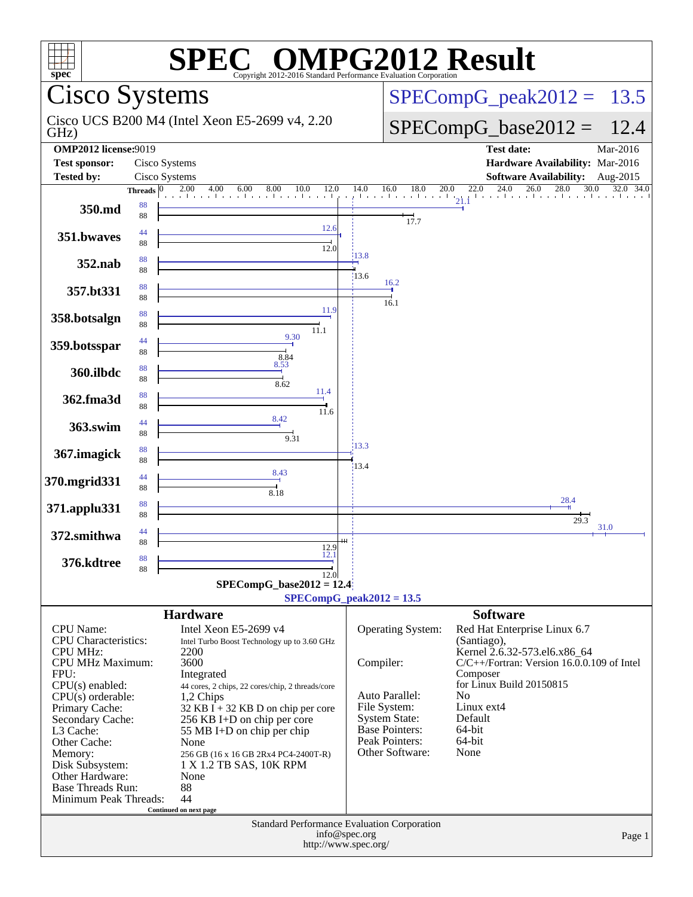# SPEC® OMPG2012 Result

Copyright 2012-2016 Standard Performance Evaluation Corporation

## Cisco Systems

Cisco UCS B200 M4 (Intel Xeon E5-2699 v4, 2.20 GHz)

SPECompG_peak2012 = 13.5

SPECompG_base2012 = 12.4

| | | | |
|---|---|---|---|
| **OMP2012 license:** | 9019 | **Test date:** | Mar-2016 |
| **Test sponsor:** | Cisco Systems | **Hardware Availability:** | Mar-2016 |
| **Tested by:** | Cisco Systems | **Software Availability:** | Aug-2015 |

| Benchmark | Peak Threads | Base Threads | Peak | Base |
|---|---|---|---|---|
| 350.md | 88 | 88 | 21.1 | 17.7 |
| 351.bwaves | 44 | 88 | 12.6 | 12.0 |
| 352.nab | 88 | 88 | 13.8 | 13.6 |
| 357.bt331 | 88 | 88 | 16.2 | 16.1 |
| 358.botsalgn | 88 | 88 | 11.9 | 11.1 |
| 359.botsspar | 44 | 88 | 9.30 | 8.84 |
| 360.ilbdc | 88 | 88 | 8.53 | 8.62 |
| 362.fma3d | 88 | 88 | 11.4 | 11.6 |
| 363.swim | 44 | 88 | 8.42 | 9.31 |
| 367.imagick | 88 | 88 | 13.3 | 13.4 |
| 370.mgrid331 | 44 | 88 | 8.43 | 8.18 |
| 371.applu331 | 88 | 88 | 28.4 | 29.3 |
| 372.smithwa | 44 | 88 | 31.0 | 12.9 |
| 376.kdtree | 88 | 88 | 12.1 | 12.0 |

SPECompG_base2012 = 12.4

SPECompG_peak2012 = 13.5

### Hardware

| | |
|---|---|
| CPU Name: | Intel Xeon E5-2699 v4 |
| CPU Characteristics: | Intel Turbo Boost Technology up to 3.60 GHz |
| CPU MHz: | 2200 |
| CPU MHz Maximum: | 3600 |
| FPU: | Integrated |
| CPU(s) enabled: | 44 cores, 2 chips, 22 cores/chip, 2 threads/core |
| CPU(s) orderable: | 1,2 Chips |
| Primary Cache: | 32 KB I + 32 KB D on chip per core |
| Secondary Cache: | 256 KB I+D on chip per core |
| L3 Cache: | 55 MB I+D on chip per chip |
| Other Cache: | None |
| Memory: | 256 GB (16 x 16 GB 2Rx4 PC4-2400T-R) |
| Disk Subsystem: | 1 X 1.2 TB SAS, 10K RPM |
| Other Hardware: | None |
| Base Threads Run: | 88 |
| Minimum Peak Threads: | 44 |

Continued on next page

### Software

| | |
|---|---|
| Operating System: | Red Hat Enterprise Linux 6.7 (Santiago), Kernel 2.6.32-573.el6.x86_64 |
| Compiler: | C/C++/Fortran: Version 16.0.0.109 of Intel Composer for Linux Build 20150815 |
| Auto Parallel: | No |
| File System: | Linux ext4 |
| System State: | Default |
| Base Pointers: | 64-bit |
| Peak Pointers: | 64-bit |
| Other Software: | None |

Standard Performance Evaluation Corporation
info@spec.org
http://www.spec.org/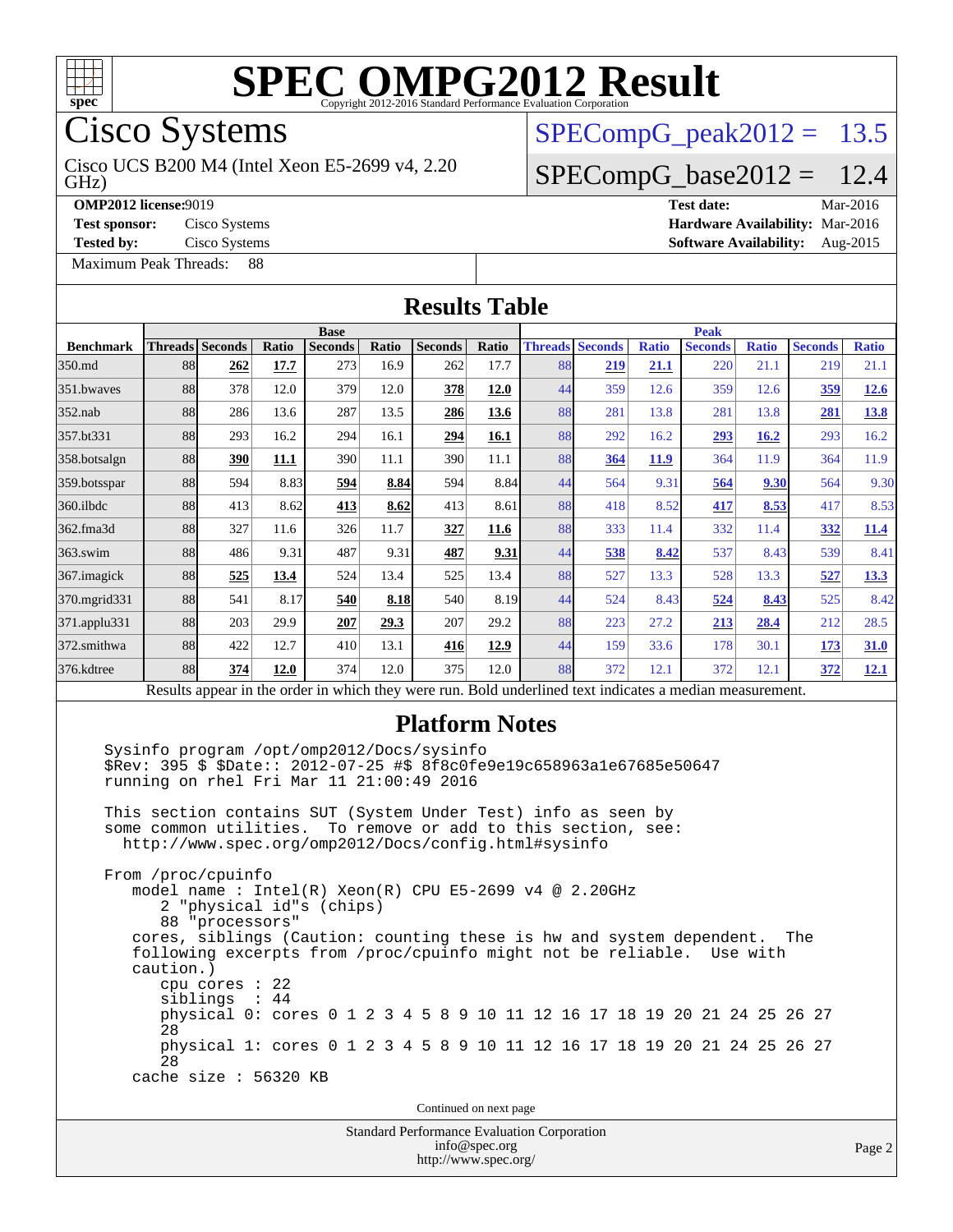# SPEC OMPG2012 Result

Copyright 2012-2016 Standard Performance Evaluation Corporation

## Cisco Systems

Cisco UCS B200 M4 (Intel Xeon E5-2699 v4, 2.20 GHz)

SPECompG_peak2012 = 13.5

SPECompG_base2012 = 12.4

**OMP2012 license:** 9019
**Test sponsor:** Cisco Systems
**Tested by:** Cisco Systems

**Test date:** Mar-2016
**Hardware Availability:** Mar-2016
**Software Availability:** Aug-2015

Maximum Peak Threads: 88

## Results Table

| Benchmark | Base | | | | | | | Peak | | | | | | |
|---|---|---|---|---|---|---|---|---|---|---|---|---|---|---|
| | Threads | Seconds | Ratio | Seconds | Ratio | Seconds | Ratio | Threads | Seconds | Ratio | Seconds | Ratio | Seconds | Ratio |
| 350.md | 88 | **262** | **17.7** | 273 | 16.9 | 262 | 17.7 | 88 | **219** | **21.1** | 220 | 21.1 | 219 | 21.1 |
| 351.bwaves | 88 | 378 | 12.0 | 379 | 12.0 | **378** | **12.0** | 44 | 359 | 12.6 | 359 | 12.6 | **359** | **12.6** |
| 352.nab | 88 | 286 | 13.6 | 287 | 13.5 | **286** | **13.6** | 88 | 281 | 13.8 | 281 | 13.8 | **281** | **13.8** |
| 357.bt331 | 88 | 293 | 16.2 | 294 | 16.1 | **294** | **16.1** | 88 | 292 | 16.2 | **293** | **16.2** | 293 | 16.2 |
| 358.botsalgn | 88 | **390** | **11.1** | 390 | 11.1 | 390 | 11.1 | 88 | **364** | **11.9** | 364 | 11.9 | 364 | 11.9 |
| 359.botsspar | 88 | 594 | 8.83 | **594** | **8.84** | 594 | 8.84 | 44 | 564 | 9.31 | **564** | **9.30** | 564 | 9.30 |
| 360.ilbdc | 88 | 413 | 8.62 | **413** | **8.62** | 413 | 8.61 | 88 | 418 | 8.52 | **417** | **8.53** | 417 | 8.53 |
| 362.fma3d | 88 | 327 | 11.6 | 326 | 11.7 | **327** | **11.6** | 88 | 333 | 11.4 | 332 | 11.4 | **332** | **11.4** |
| 363.swim | 88 | 486 | 9.31 | 487 | 9.31 | **487** | **9.31** | 44 | **538** | **8.42** | 537 | 8.43 | 539 | 8.41 |
| 367.imagick | 88 | **525** | **13.4** | 524 | 13.4 | 525 | 13.4 | 88 | 527 | 13.3 | 528 | 13.3 | **527** | **13.3** |
| 370.mgrid331 | 88 | 541 | 8.17 | **540** | **8.18** | 540 | 8.19 | 44 | 524 | 8.43 | **524** | **8.43** | 525 | 8.42 |
| 371.applu331 | 88 | 203 | 29.9 | **207** | **29.3** | 207 | 29.2 | 88 | 223 | 27.2 | **213** | **28.4** | 212 | 28.5 |
| 372.smithwa | 88 | 422 | 12.7 | 410 | 13.1 | **416** | **12.9** | 44 | 159 | 33.6 | 178 | 30.1 | **173** | **31.0** |
| 376.kdtree | 88 | **374** | **12.0** | 374 | 12.0 | 375 | 12.0 | 88 | 372 | 12.1 | 372 | 12.1 | **372** | **12.1** |

Results appear in the order in which they were run. Bold underlined text indicates a median measurement.

## Platform Notes

```
Sysinfo program /opt/omp2012/Docs/sysinfo
$Rev: 395 $ $Date:: 2012-07-25 #$ 8f8c0fe9e19c658963a1e67685e50647
running on rhel Fri Mar 11 21:00:49 2016

This section contains SUT (System Under Test) info as seen by
some common utilities.  To remove or add to this section, see:
  http://www.spec.org/omp2012/Docs/config.html#sysinfo

From /proc/cpuinfo
   model name : Intel(R) Xeon(R) CPU E5-2699 v4 @ 2.20GHz
      2 "physical id"s (chips)
      88 "processors"
   cores, siblings (Caution: counting these is hw and system dependent.  The
   following excerpts from /proc/cpuinfo might not be reliable.  Use with
   caution.)
      cpu cores : 22
      siblings  : 44
      physical 0: cores 0 1 2 3 4 5 8 9 10 11 12 16 17 18 19 20 21 24 25 26 27
      28
      physical 1: cores 0 1 2 3 4 5 8 9 10 11 12 16 17 18 19 20 21 24 25 26 27
      28
   cache size : 56320 KB
```

Continued on next page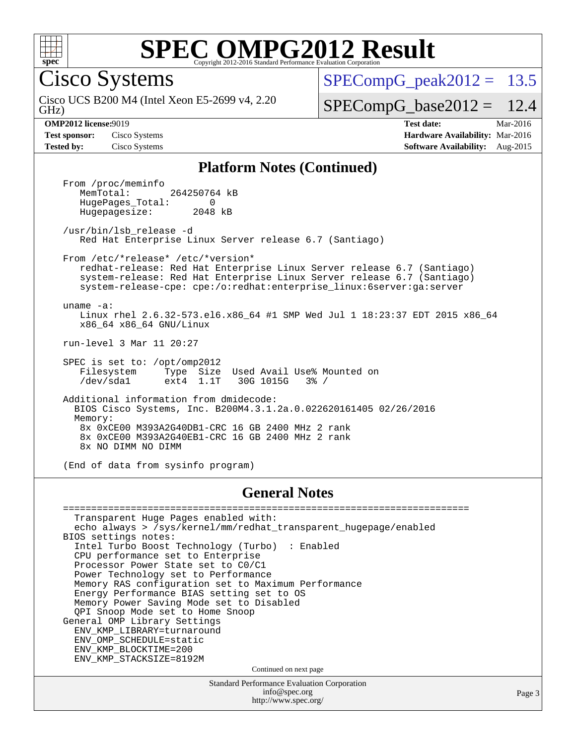# SPEC OMPG2012 Result

Copyright 2012-2016 Standard Performance Evaluation Corporation

## Cisco Systems

Cisco UCS B200 M4 (Intel Xeon E5-2699 v4, 2.20 GHz)

SPECompG_peak2012 = 13.5

SPECompG_base2012 = 12.4

**OMP2012 license:** 9019
**Test sponsor:** Cisco Systems
**Tested by:** Cisco Systems

**Test date:** Mar-2016
**Hardware Availability:** Mar-2016
**Software Availability:** Aug-2015

### Platform Notes (Continued)

```
From /proc/meminfo
   MemTotal:       264250764 kB
   HugePages_Total:       0
   Hugepagesize:       2048 kB

/usr/bin/lsb_release -d
   Red Hat Enterprise Linux Server release 6.7 (Santiago)

From /etc/*release* /etc/*version*
   redhat-release: Red Hat Enterprise Linux Server release 6.7 (Santiago)
   system-release: Red Hat Enterprise Linux Server release 6.7 (Santiago)
   system-release-cpe: cpe:/o:redhat:enterprise_linux:6server:ga:server

uname -a:
   Linux rhel 2.6.32-573.el6.x86_64 #1 SMP Wed Jul 1 18:23:37 EDT 2015 x86_64
   x86_64 x86_64 GNU/Linux

run-level 3 Mar 11 20:27

SPEC is set to: /opt/omp2012
   Filesystem     Type  Size  Used Avail Use% Mounted on
   /dev/sda1      ext4  1.1T   30G 1015G   3% /

Additional information from dmidecode:
  BIOS Cisco Systems, Inc. B200M4.3.1.2a.0.022620161405 02/26/2016
  Memory:
   8x 0xCE00 M393A2G40DB1-CRC 16 GB 2400 MHz 2 rank
   8x 0xCE00 M393A2G40EB1-CRC 16 GB 2400 MHz 2 rank
   8x NO DIMM NO DIMM

(End of data from sysinfo program)
```

### General Notes

```
========================================================================
  Transparent Huge Pages enabled with:
  echo always > /sys/kernel/mm/redhat_transparent_hugepage/enabled
BIOS settings notes:
  Intel Turbo Boost Technology (Turbo)  : Enabled
  CPU performance set to Enterprise
  Processor Power State set to C0/C1
  Power Technology set to Performance
  Memory RAS configuration set to Maximum Performance
  Energy Performance BIAS setting set to OS
  Memory Power Saving Mode set to Disabled
  QPI Snoop Mode set to Home Snoop
General OMP Library Settings
  ENV_KMP_LIBRARY=turnaround
  ENV_OMP_SCHEDULE=static
  ENV_KMP_BLOCKTIME=200
  ENV_KMP_STACKSIZE=8192M
```

Continued on next page

Standard Performance Evaluation Corporation
info@spec.org
http://www.spec.org/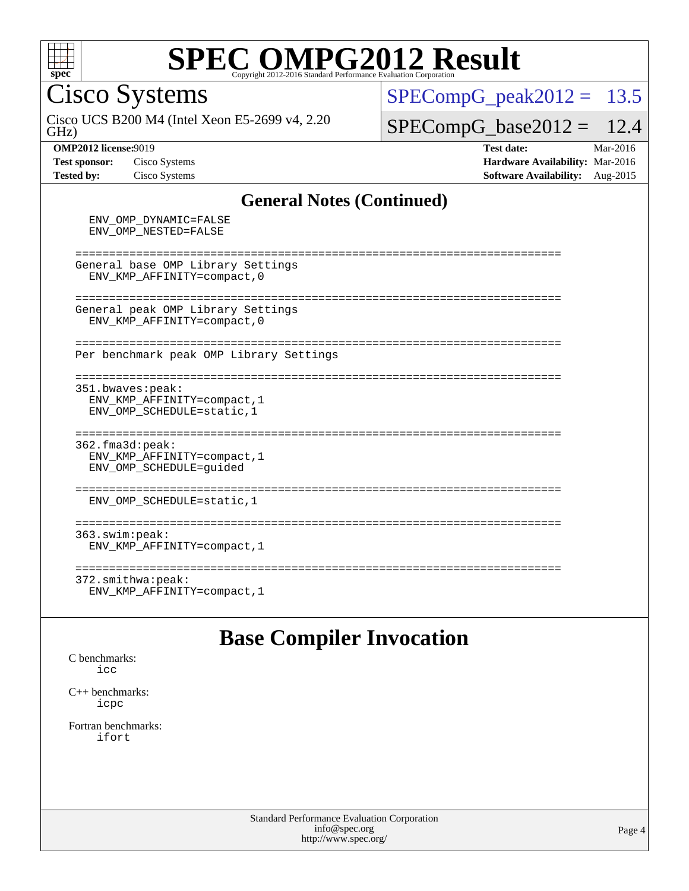# SPEC OMPG2012 Result

Copyright 2012-2016 Standard Performance Evaluation Corporation

## Cisco Systems

Cisco UCS B200 M4 (Intel Xeon E5-2699 v4, 2.20 GHz)

SPECompG_peak2012 = 13.5

SPECompG_base2012 = 12.4

**OMP2012 license:** 9019
**Test sponsor:** Cisco Systems
**Tested by:** Cisco Systems

**Test date:** Mar-2016
**Hardware Availability:** Mar-2016
**Software Availability:** Aug-2015

### General Notes (Continued)

```
    ENV_OMP_DYNAMIC=FALSE
    ENV_OMP_NESTED=FALSE

  ========================================================================
  General base OMP Library Settings
    ENV_KMP_AFFINITY=compact,0

  ========================================================================
  General peak OMP Library Settings
    ENV_KMP_AFFINITY=compact,0

  ========================================================================
  Per benchmark peak OMP Library Settings

  ========================================================================
  351.bwaves:peak:
    ENV_KMP_AFFINITY=compact,1
    ENV_OMP_SCHEDULE=static,1

  ========================================================================
  362.fma3d:peak:
    ENV_KMP_AFFINITY=compact,1
    ENV_OMP_SCHEDULE=guided

  ========================================================================
    ENV_OMP_SCHEDULE=static,1

  ========================================================================
  363.swim:peak:
    ENV_KMP_AFFINITY=compact,1

  ========================================================================
  372.smithwa:peak:
    ENV_KMP_AFFINITY=compact,1
```

## Base Compiler Invocation

C benchmarks:
```
icc
```

C++ benchmarks:
```
icpc
```

Fortran benchmarks:
```
ifort
```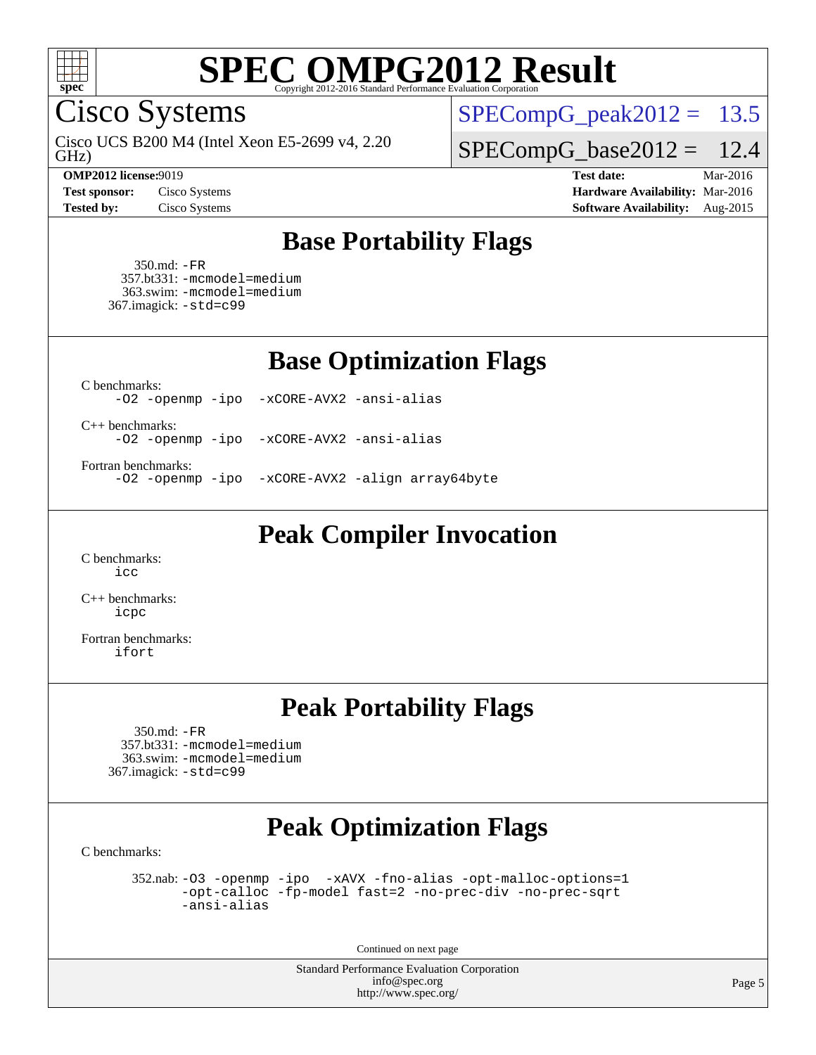# SPEC OMPG2012 Result

Copyright 2012-2016 Standard Performance Evaluation Corporation

## Cisco Systems

Cisco UCS B200 M4 (Intel Xeon E5-2699 v4, 2.20 GHz)

SPECompG_peak2012 = 13.5

SPECompG_base2012 = 12.4

**OMP2012 license:** 9019
**Test sponsor:** Cisco Systems
**Tested by:** Cisco Systems

**Test date:** Mar-2016
**Hardware Availability:** Mar-2016
**Software Availability:** Aug-2015

## Base Portability Flags

350.md: -FR
357.bt331: -mcmodel=medium
363.swim: -mcmodel=medium
367.imagick: -std=c99

## Base Optimization Flags

C benchmarks:
```
-O2 -openmp -ipo  -xCORE-AVX2 -ansi-alias
```

C++ benchmarks:
```
-O2 -openmp -ipo  -xCORE-AVX2 -ansi-alias
```

Fortran benchmarks:
```
-O2 -openmp -ipo  -xCORE-AVX2 -align array64byte
```

## Peak Compiler Invocation

C benchmarks:
```
icc
```

C++ benchmarks:
```
icpc
```

Fortran benchmarks:
```
ifort
```

## Peak Portability Flags

350.md: -FR
357.bt331: -mcmodel=medium
363.swim: -mcmodel=medium
367.imagick: -std=c99

## Peak Optimization Flags

C benchmarks:

352.nab:
```
-O3 -openmp -ipo  -xAVX -fno-alias -opt-malloc-options=1
-opt-calloc -fp-model fast=2 -no-prec-div -no-prec-sqrt
-ansi-alias
```

Continued on next page

Standard Performance Evaluation Corporation
info@spec.org
http://www.spec.org/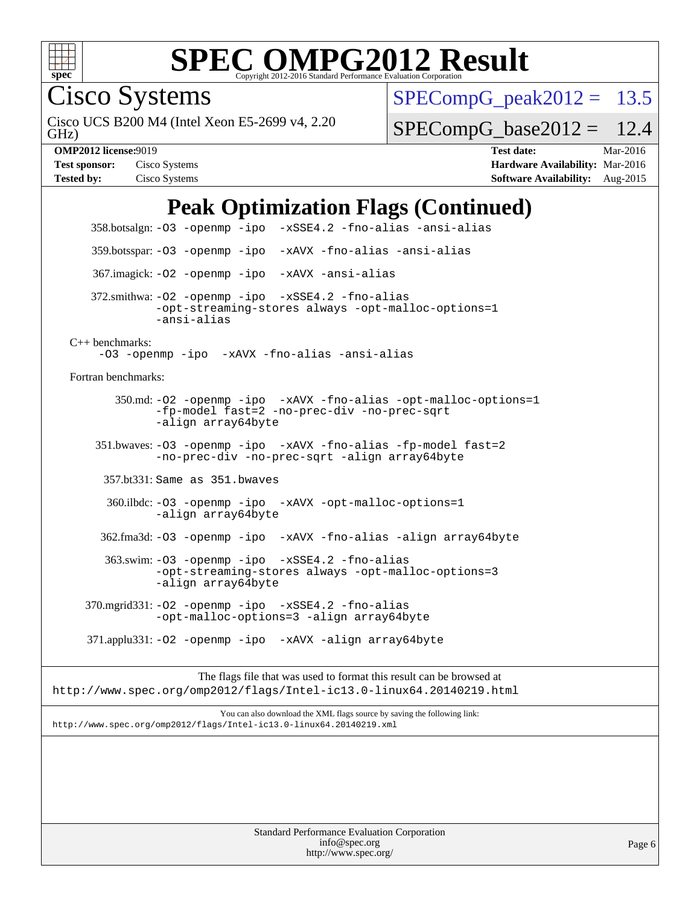# SPEC OMPG2012 Result

Copyright 2012-2016 Standard Performance Evaluation Corporation

## Cisco Systems

Cisco UCS B200 M4 (Intel Xeon E5-2699 v4, 2.20 GHz)

SPECompG_peak2012 = 13.5

SPECompG_base2012 = 12.4

**OMP2012 license:** 9019
**Test sponsor:** Cisco Systems
**Tested by:** Cisco Systems

**Test date:** Mar-2016
**Hardware Availability:** Mar-2016
**Software Availability:** Aug-2015

## Peak Optimization Flags (Continued)

358.botsalgn: -O3 -openmp -ipo -xSSE4.2 -fno-alias -ansi-alias

359.botsspar: -O3 -openmp -ipo -xAVX -fno-alias -ansi-alias

367.imagick: -O2 -openmp -ipo -xAVX -ansi-alias

372.smithwa: -O2 -openmp -ipo -xSSE4.2 -fno-alias -opt-streaming-stores always -opt-malloc-options=1 -ansi-alias

C++ benchmarks:

-O3 -openmp -ipo -xAVX -fno-alias -ansi-alias

Fortran benchmarks:

350.md: -O2 -openmp -ipo -xAVX -fno-alias -opt-malloc-options=1 -fp-model fast=2 -no-prec-div -no-prec-sqrt -align array64byte

351.bwaves: -O3 -openmp -ipo -xAVX -fno-alias -fp-model fast=2 -no-prec-div -no-prec-sqrt -align array64byte

357.bt331: Same as 351.bwaves

360.ilbdc: -O3 -openmp -ipo -xAVX -opt-malloc-options=1 -align array64byte

362.fma3d: -O3 -openmp -ipo -xAVX -fno-alias -align array64byte

363.swim: -O3 -openmp -ipo -xSSE4.2 -fno-alias -opt-streaming-stores always -opt-malloc-options=3 -align array64byte

370.mgrid331: -O2 -openmp -ipo -xSSE4.2 -fno-alias -opt-malloc-options=3 -align array64byte

371.applu331: -O2 -openmp -ipo -xAVX -align array64byte

The flags file that was used to format this result can be browsed at
http://www.spec.org/omp2012/flags/Intel-ic13.0-linux64.20140219.html

You can also download the XML flags source by saving the following link:
http://www.spec.org/omp2012/flags/Intel-ic13.0-linux64.20140219.xml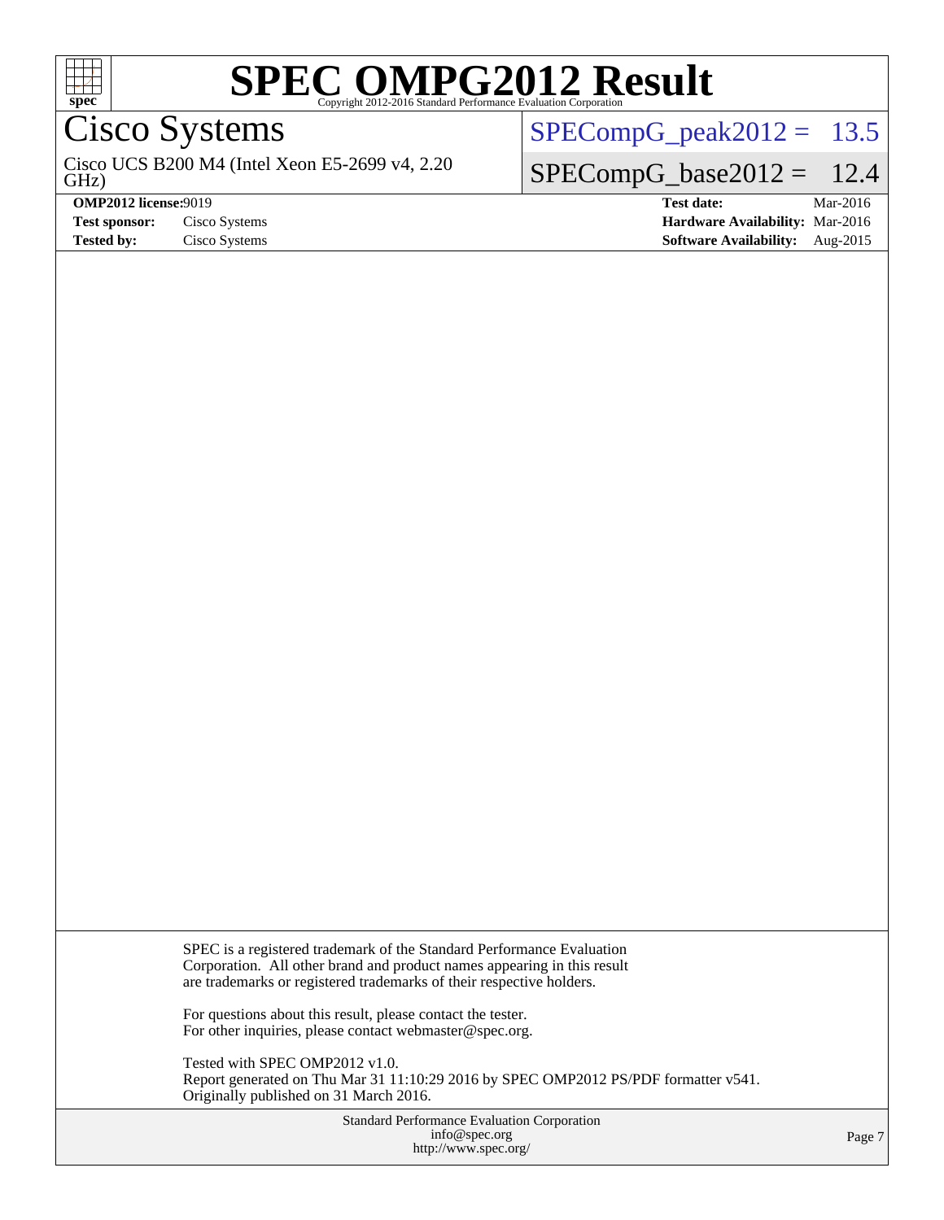# SPEC OMPG2012 Result

Copyright 2012-2016 Standard Performance Evaluation Corporation

## Cisco Systems

Cisco UCS B200 M4 (Intel Xeon E5-2699 v4, 2.20 GHz)

SPECompG_peak2012 = 13.5

SPECompG_base2012 = 12.4

| | | | |
|---|---|---|---|
| **OMP2012 license:** | 9019 | **Test date:** | Mar-2016 |
| **Test sponsor:** | Cisco Systems | **Hardware Availability:** | Mar-2016 |
| **Tested by:** | Cisco Systems | **Software Availability:** | Aug-2015 |

SPEC is a registered trademark of the Standard Performance Evaluation Corporation. All other brand and product names appearing in this result are trademarks or registered trademarks of their respective holders.

For questions about this result, please contact the tester.
For other inquiries, please contact webmaster@spec.org.

Tested with SPEC OMP2012 v1.0.
Report generated on Thu Mar 31 11:10:29 2016 by SPEC OMP2012 PS/PDF formatter v541.
Originally published on 31 March 2016.

Standard Performance Evaluation Corporation
info@spec.org
http://www.spec.org/